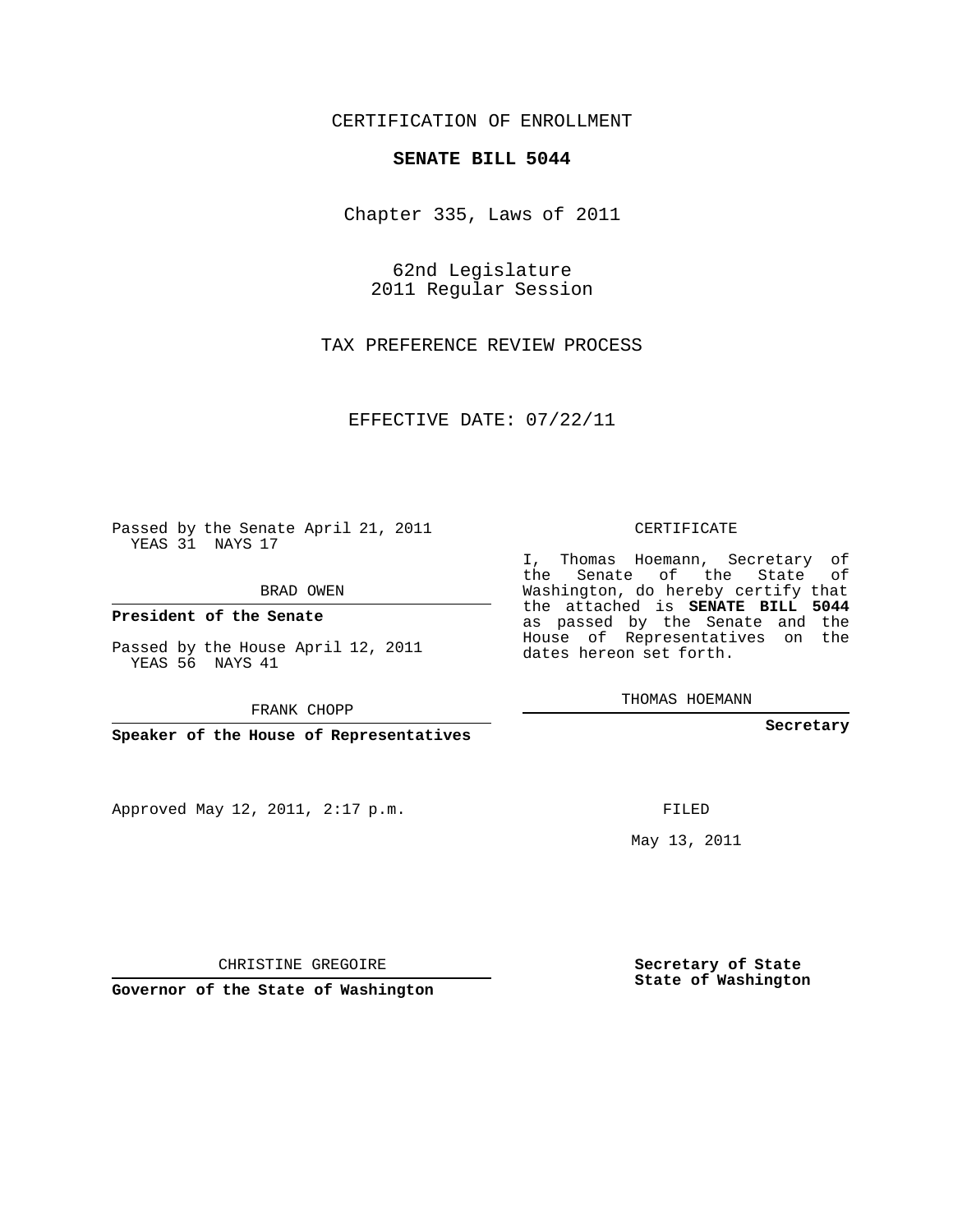CERTIFICATION OF ENROLLMENT

**SENATE BILL 5044**

Chapter 335, Laws of 2011

62nd Legislature
2011 Regular Session

TAX PREFERENCE REVIEW PROCESS

EFFECTIVE DATE: 07/22/11

Passed by the Senate April 21, 2011
YEAS 31 NAYS 17

BRAD OWEN

**President of the Senate**

Passed by the House April 12, 2011
YEAS 56 NAYS 41

FRANK CHOPP

**Speaker of the House of Representatives**

Approved May 12, 2011, 2:17 p.m.

CHRISTINE GREGOIRE

**Governor of the State of Washington**

CERTIFICATE

I, Thomas Hoemann, Secretary of the Senate of the State of Washington, do hereby certify that the attached is **SENATE BILL 5044** as passed by the Senate and the House of Representatives on the dates hereon set forth.

THOMAS HOEMANN

**Secretary**

FILED

May 13, 2011

**Secretary of State**
**State of Washington**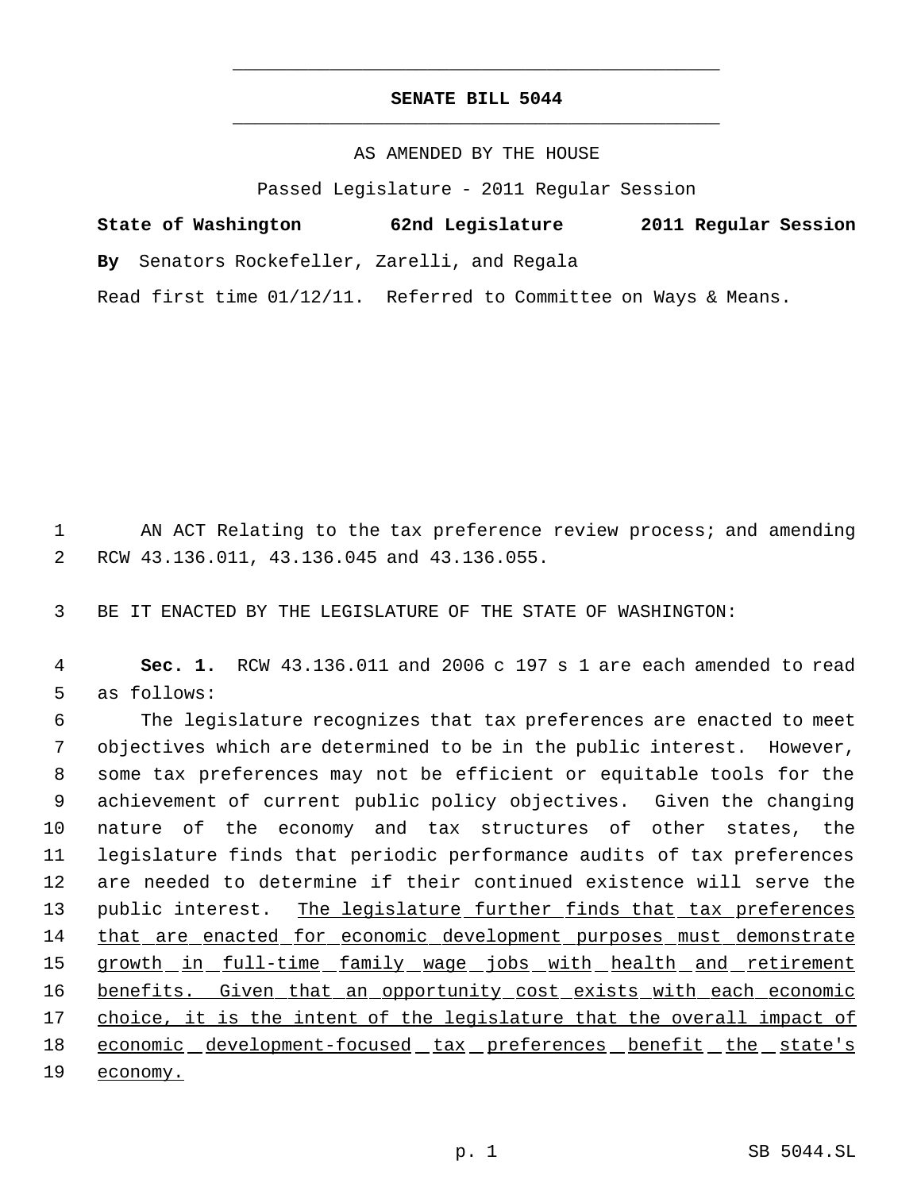# SENATE BILL 5044

AS AMENDED BY THE HOUSE

Passed Legislature - 2011 Regular Session

**State of Washington 62nd Legislature 2011 Regular Session**

**By** Senators Rockefeller, Zarelli, and Regala

Read first time 01/12/11. Referred to Committee on Ways & Means.

AN ACT Relating to the tax preference review process; and amending RCW 43.136.011, 43.136.045 and 43.136.055.

BE IT ENACTED BY THE LEGISLATURE OF THE STATE OF WASHINGTON:

**Sec. 1.** RCW 43.136.011 and 2006 c 197 s 1 are each amended to read as follows:

The legislature recognizes that tax preferences are enacted to meet objectives which are determined to be in the public interest. However, some tax preferences may not be efficient or equitable tools for the achievement of current public policy objectives. Given the changing nature of the economy and tax structures of other states, the legislature finds that periodic performance audits of tax preferences are needed to determine if their continued existence will serve the public interest. <u>The legislature further finds that tax preferences that are enacted for economic development purposes must demonstrate growth in full-time family wage jobs with health and retirement benefits. Given that an opportunity cost exists with each economic choice, it is the intent of the legislature that the overall impact of economic development-focused tax preferences benefit the state's economy.</u>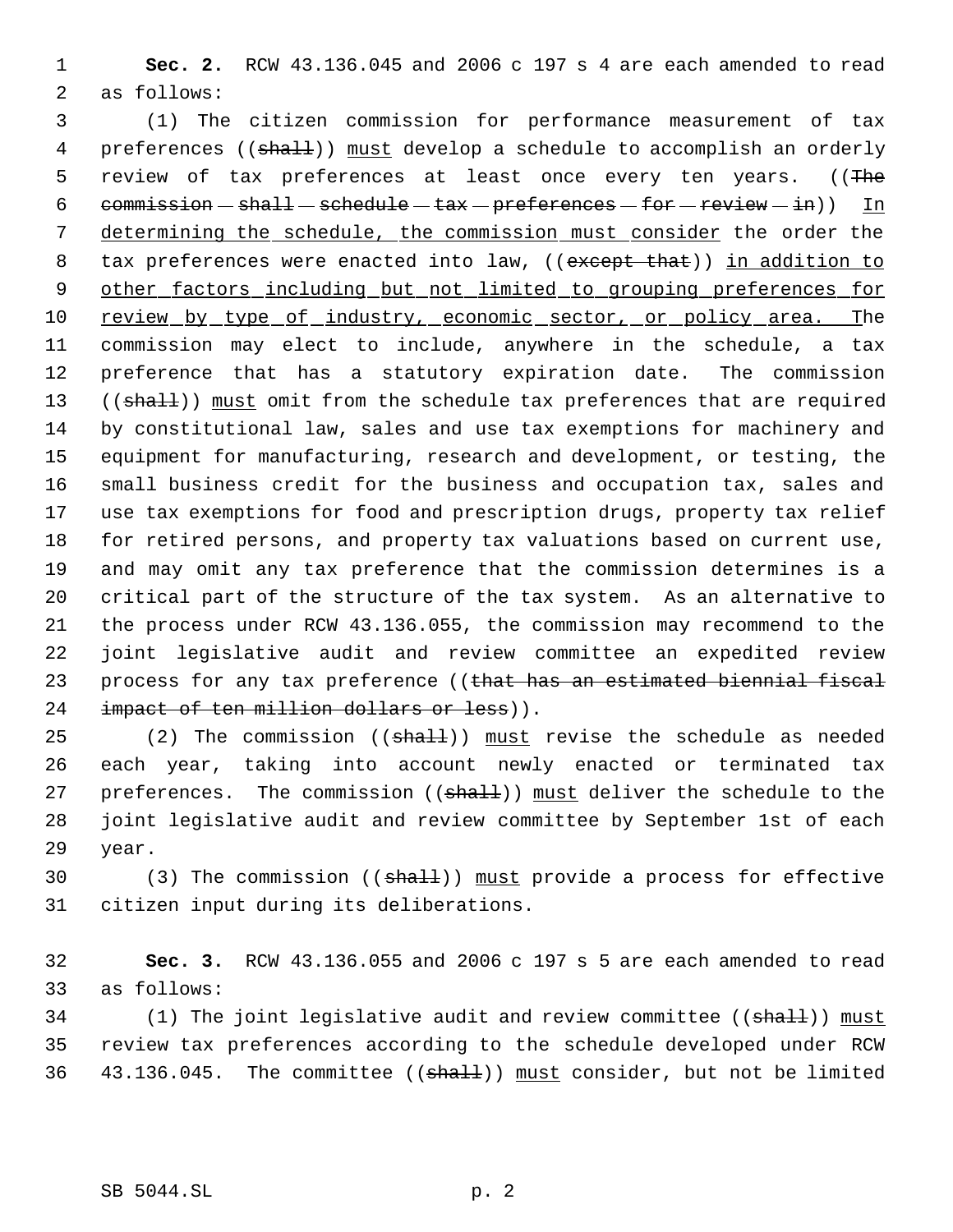**Sec. 2.** RCW 43.136.045 and 2006 c 197 s 4 are each amended to read as follows:

(1) The citizen commission for performance measurement of tax preferences ((~~shall~~)) <u>must</u> develop a schedule to accomplish an orderly review of tax preferences at least once every ten years. ((~~The commission shall schedule tax preferences for review in~~)) <u>In determining the schedule, the commission must consider</u> the order the tax preferences were enacted into law, ((~~except that~~)) <u>in addition to other factors including but not limited to grouping preferences for review by type of industry, economic sector, or policy area. T</u>he commission may elect to include, anywhere in the schedule, a tax preference that has a statutory expiration date. The commission ((~~shall~~)) <u>must</u> omit from the schedule tax preferences that are required by constitutional law, sales and use tax exemptions for machinery and equipment for manufacturing, research and development, or testing, the small business credit for the business and occupation tax, sales and use tax exemptions for food and prescription drugs, property tax relief for retired persons, and property tax valuations based on current use, and may omit any tax preference that the commission determines is a critical part of the structure of the tax system. As an alternative to the process under RCW 43.136.055, the commission may recommend to the joint legislative audit and review committee an expedited review process for any tax preference ((~~that has an estimated biennial fiscal impact of ten million dollars or less~~)).

(2) The commission ((~~shall~~)) <u>must</u> revise the schedule as needed each year, taking into account newly enacted or terminated tax preferences. The commission ((~~shall~~)) <u>must</u> deliver the schedule to the joint legislative audit and review committee by September 1st of each year.

(3) The commission ((~~shall~~)) <u>must</u> provide a process for effective citizen input during its deliberations.

**Sec. 3.** RCW 43.136.055 and 2006 c 197 s 5 are each amended to read as follows:

(1) The joint legislative audit and review committee ((~~shall~~)) <u>must</u> review tax preferences according to the schedule developed under RCW 43.136.045. The committee ((~~shall~~)) <u>must</u> consider, but not be limited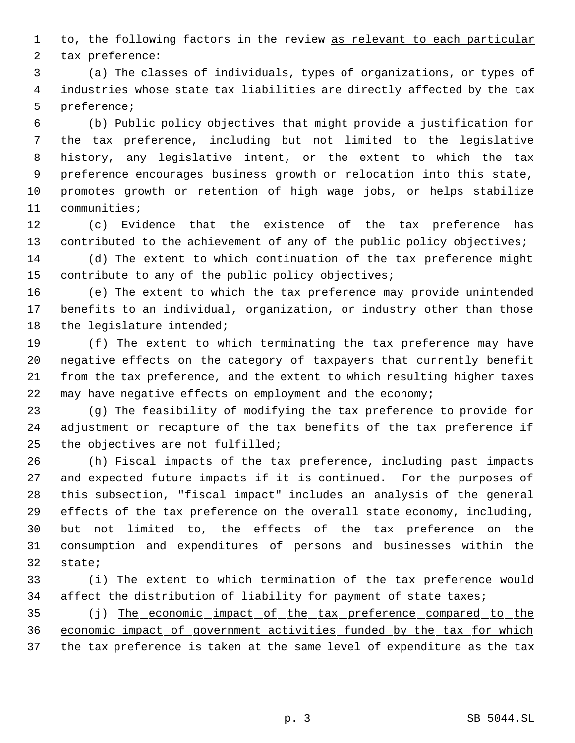to, the following factors in the review <u>as relevant to each particular tax preference</u>:

(a) The classes of individuals, types of organizations, or types of industries whose state tax liabilities are directly affected by the tax preference;

(b) Public policy objectives that might provide a justification for the tax preference, including but not limited to the legislative history, any legislative intent, or the extent to which the tax preference encourages business growth or relocation into this state, promotes growth or retention of high wage jobs, or helps stabilize communities;

(c) Evidence that the existence of the tax preference has contributed to the achievement of any of the public policy objectives;

(d) The extent to which continuation of the tax preference might contribute to any of the public policy objectives;

(e) The extent to which the tax preference may provide unintended benefits to an individual, organization, or industry other than those the legislature intended;

(f) The extent to which terminating the tax preference may have negative effects on the category of taxpayers that currently benefit from the tax preference, and the extent to which resulting higher taxes may have negative effects on employment and the economy;

(g) The feasibility of modifying the tax preference to provide for adjustment or recapture of the tax benefits of the tax preference if the objectives are not fulfilled;

(h) Fiscal impacts of the tax preference, including past impacts and expected future impacts if it is continued. For the purposes of this subsection, "fiscal impact" includes an analysis of the general effects of the tax preference on the overall state economy, including, but not limited to, the effects of the tax preference on the consumption and expenditures of persons and businesses within the state;

(i) The extent to which termination of the tax preference would affect the distribution of liability for payment of state taxes;

(j) <u>The economic impact of the tax preference compared to the economic impact of government activities funded by the tax for which the tax preference is taken at the same level of expenditure as the tax</u>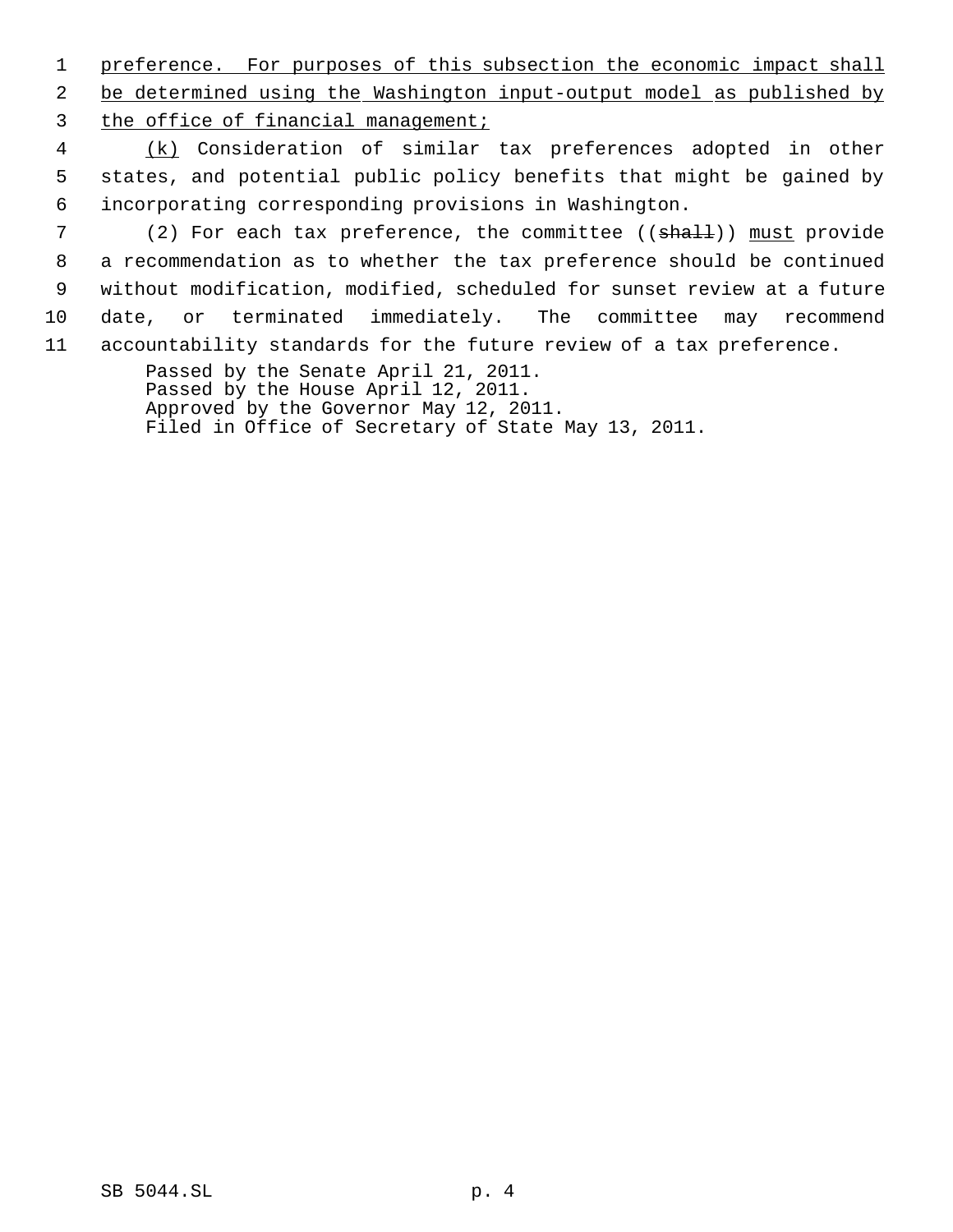preference. For purposes of this subsection the economic impact shall be determined using the Washington input-output model as published by the office of financial management;

(k) Consideration of similar tax preferences adopted in other states, and potential public policy benefits that might be gained by incorporating corresponding provisions in Washington.

(2) For each tax preference, the committee ((shall)) must provide a recommendation as to whether the tax preference should be continued without modification, modified, scheduled for sunset review at a future date, or terminated immediately. The committee may recommend accountability standards for the future review of a tax preference.

Passed by the Senate April 21, 2011.
Passed by the House April 12, 2011.
Approved by the Governor May 12, 2011.
Filed in Office of Secretary of State May 13, 2011.